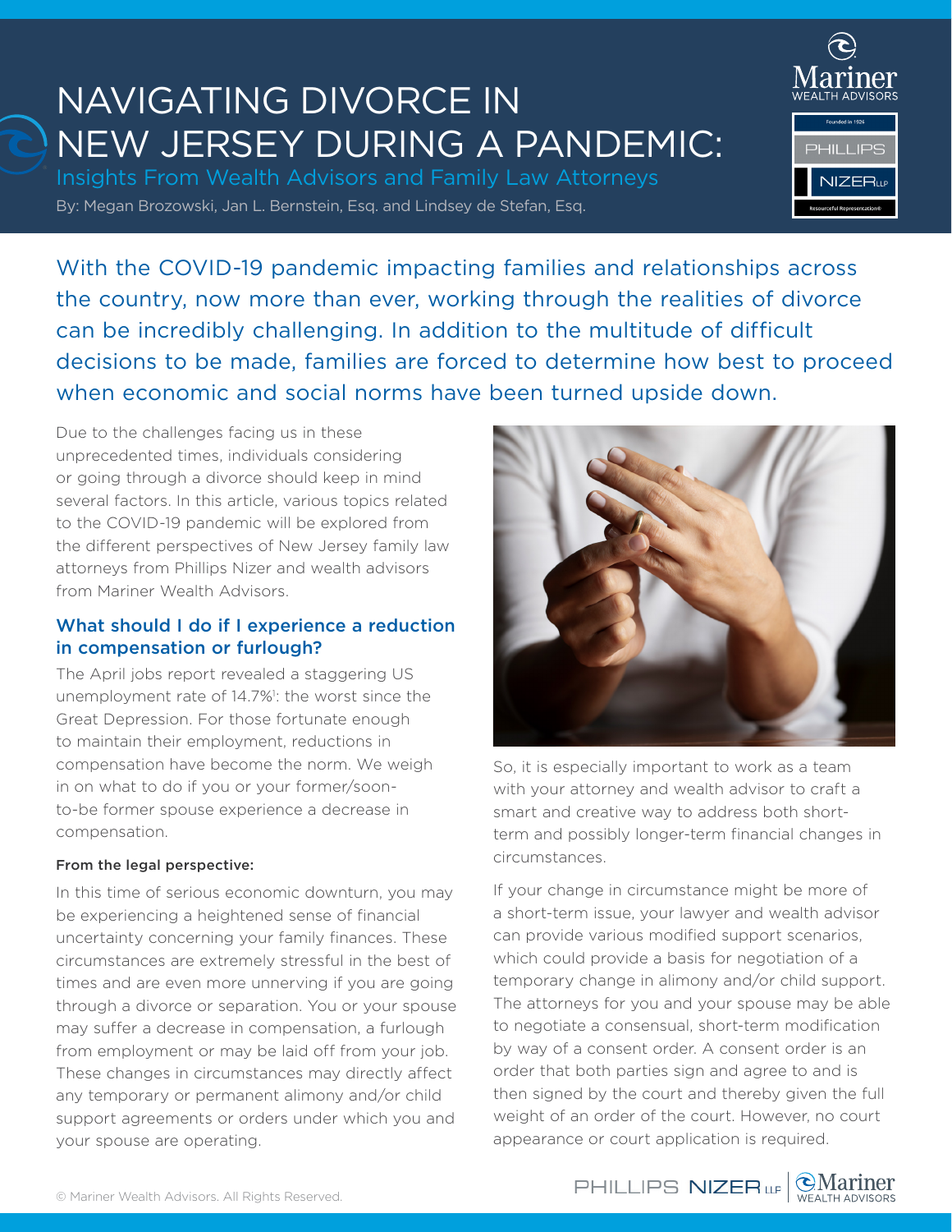# NAVIGATING DIVORCE IN NEW JERSEY DURING A PANDEMIC:

## Insights From Wealth Advisors and Family Law Attorneys

By: Megan Brozowski, Jan L. Bernstein, Esq. and Lindsey de Stefan, Esq.

With the COVID-19 pandemic impacting families and relationships across the country, now more than ever, working through the realities of divorce can be incredibly challenging. In addition to the multitude of difficult decisions to be made, families are forced to determine how best to proceed when economic and social norms have been turned upside down.

Due to the challenges facing us in these unprecedented times, individuals considering or going through a divorce should keep in mind several factors. In this article, various topics related to the COVID-19 pandemic will be explored from the different perspectives of New Jersey family law attorneys from Phillips Nizer and wealth advisors from Mariner Wealth Advisors.

### What should I do if I experience a reduction in compensation or furlough?

The April jobs report revealed a staggering US unemployment rate of 14.7%[1]: the worst since the Great Depression. For those fortunate enough to maintain their employment, reductions in compensation have become the norm. We weigh in on what to do if you or your former/soon-to-be former spouse experience a decrease in compensation.

#### From the legal perspective:

In this time of serious economic downturn, you may be experiencing a heightened sense of financial uncertainty concerning your family finances. These circumstances are extremely stressful in the best of times and are even more unnerving if you are going through a divorce or separation. You or your spouse may suffer a decrease in compensation, a furlough from employment or may be laid off from your job. These changes in circumstances may directly affect any temporary or permanent alimony and/or child support agreements or orders under which you and your spouse are operating.

So, it is especially important to work as a team with your attorney and wealth advisor to craft a smart and creative way to address both short-term and possibly longer-term financial changes in circumstances.

If your change in circumstance might be more of a short-term issue, your lawyer and wealth advisor can provide various modified support scenarios, which could provide a basis for negotiation of a temporary change in alimony and/or child support. The attorneys for you and your spouse may be able to negotiate a consensual, short-term modification by way of a consent order. A consent order is an order that both parties sign and agree to and is then signed by the court and thereby given the full weight of an order of the court. However, no court appearance or court application is required.

© Mariner Wealth Advisors. All Rights Reserved.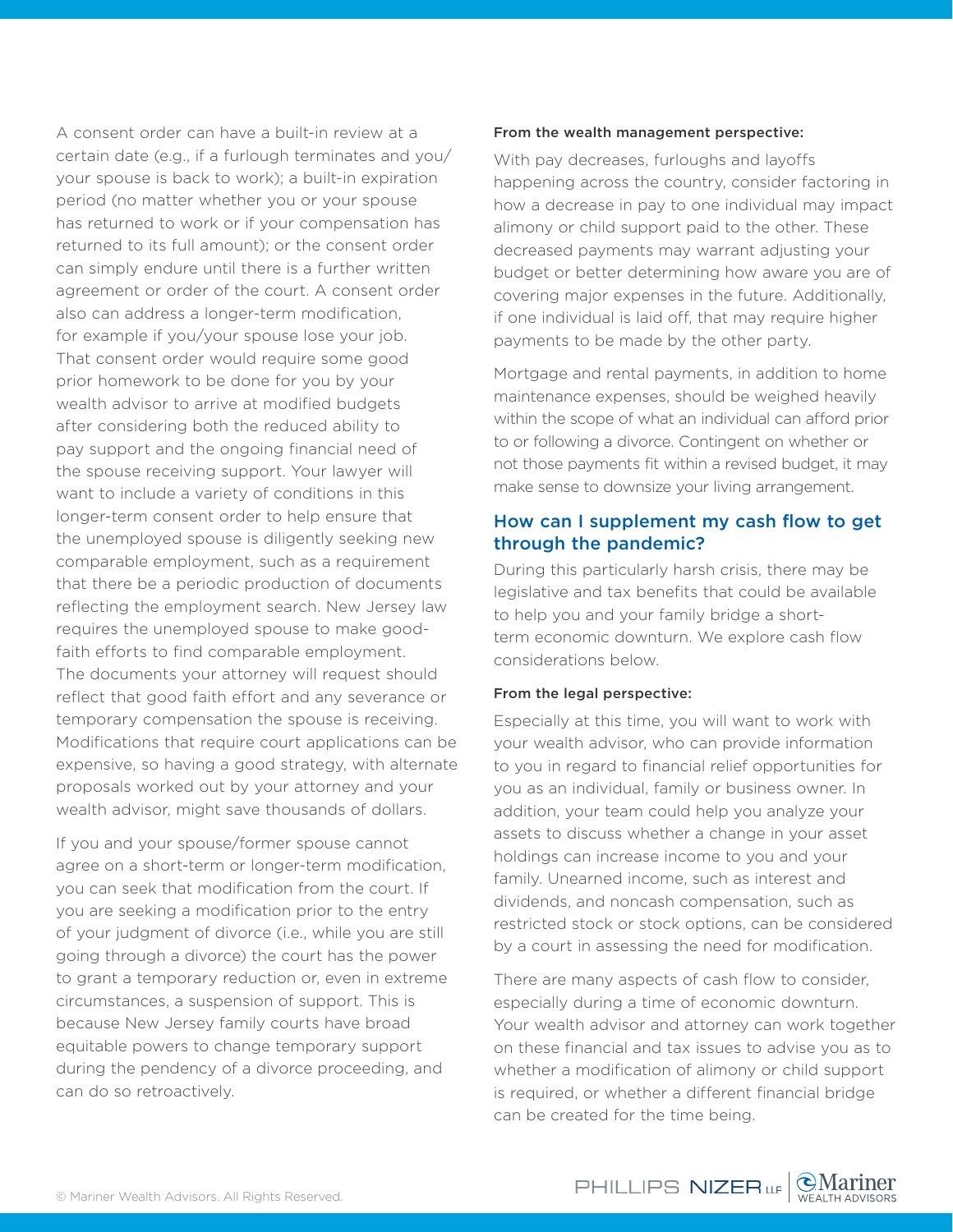A consent order can have a built-in review at a certain date (e.g., if a furlough terminates and you/your spouse is back to work); a built-in expiration period (no matter whether you or your spouse has returned to work or if your compensation has returned to its full amount); or the consent order can simply endure until there is a further written agreement or order of the court. A consent order also can address a longer-term modification, for example if you/your spouse lose your job. That consent order would require some good prior homework to be done for you by your wealth advisor to arrive at modified budgets after considering both the reduced ability to pay support and the ongoing financial need of the spouse receiving support. Your lawyer will want to include a variety of conditions in this longer-term consent order to help ensure that the unemployed spouse is diligently seeking new comparable employment, such as a requirement that there be a periodic production of documents reflecting the employment search. New Jersey law requires the unemployed spouse to make good-faith efforts to find comparable employment. The documents your attorney will request should reflect that good faith effort and any severance or temporary compensation the spouse is receiving. Modifications that require court applications can be expensive, so having a good strategy, with alternate proposals worked out by your attorney and your wealth advisor, might save thousands of dollars.

If you and your spouse/former spouse cannot agree on a short-term or longer-term modification, you can seek that modification from the court. If you are seeking a modification prior to the entry of your judgment of divorce (i.e., while you are still going through a divorce) the court has the power to grant a temporary reduction or, even in extreme circumstances, a suspension of support. This is because New Jersey family courts have broad equitable powers to change temporary support during the pendency of a divorce proceeding, and can do so retroactively.

#### From the wealth management perspective:

With pay decreases, furloughs and layoffs happening across the country, consider factoring in how a decrease in pay to one individual may impact alimony or child support paid to the other. These decreased payments may warrant adjusting your budget or better determining how aware you are of covering major expenses in the future. Additionally, if one individual is laid off, that may require higher payments to be made by the other party.

Mortgage and rental payments, in addition to home maintenance expenses, should be weighed heavily within the scope of what an individual can afford prior to or following a divorce. Contingent on whether or not those payments fit within a revised budget, it may make sense to downsize your living arrangement.

### How can I supplement my cash flow to get through the pandemic?

During this particularly harsh crisis, there may be legislative and tax benefits that could be available to help you and your family bridge a short-term economic downturn. We explore cash flow considerations below.

#### From the legal perspective:

Especially at this time, you will want to work with your wealth advisor, who can provide information to you in regard to financial relief opportunities for you as an individual, family or business owner. In addition, your team could help you analyze your assets to discuss whether a change in your asset holdings can increase income to you and your family. Unearned income, such as interest and dividends, and noncash compensation, such as restricted stock or stock options, can be considered by a court in assessing the need for modification.

There are many aspects of cash flow to consider, especially during a time of economic downturn. Your wealth advisor and attorney can work together on these financial and tax issues to advise you as to whether a modification of alimony or child support is required, or whether a different financial bridge can be created for the time being.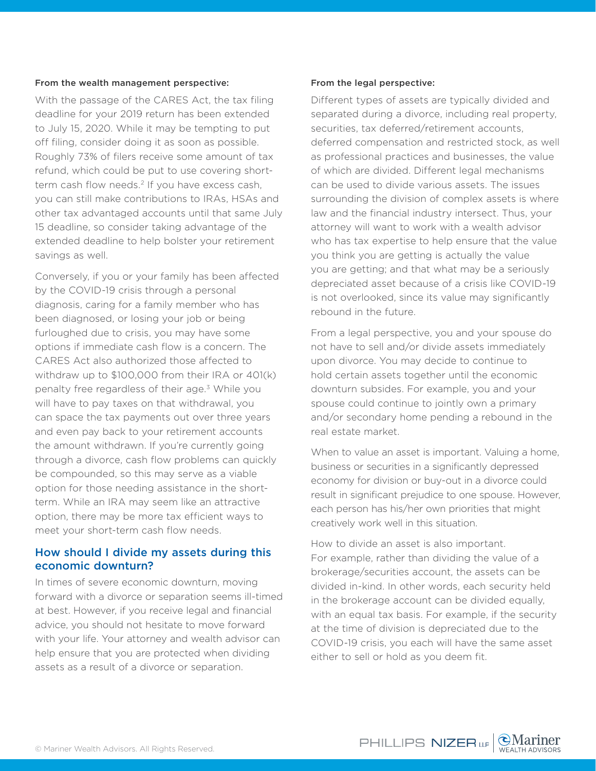**From the wealth management perspective:**

With the passage of the CARES Act, the tax filing deadline for your 2019 return has been extended to July 15, 2020. While it may be tempting to put off filing, consider doing it as soon as possible. Roughly 73% of filers receive some amount of tax refund, which could be put to use covering short-term cash flow needs.[2] If you have excess cash, you can still make contributions to IRAs, HSAs and other tax advantaged accounts until that same July 15 deadline, so consider taking advantage of the extended deadline to help bolster your retirement savings as well.

Conversely, if you or your family has been affected by the COVID-19 crisis through a personal diagnosis, caring for a family member who has been diagnosed, or losing your job or being furloughed due to crisis, you may have some options if immediate cash flow is a concern. The CARES Act also authorized those affected to withdraw up to $100,000 from their IRA or 401(k) penalty free regardless of their age.[3] While you will have to pay taxes on that withdrawal, you can space the tax payments out over three years and even pay back to your retirement accounts the amount withdrawn. If you're currently going through a divorce, cash flow problems can quickly be compounded, so this may serve as a viable option for those needing assistance in the short-term. While an IRA may seem like an attractive option, there may be more tax efficient ways to meet your short-term cash flow needs.

## How should I divide my assets during this economic downturn?

In times of severe economic downturn, moving forward with a divorce or separation seems ill-timed at best. However, if you receive legal and financial advice, you should not hesitate to move forward with your life. Your attorney and wealth advisor can help ensure that you are protected when dividing assets as a result of a divorce or separation.

**From the legal perspective:**

Different types of assets are typically divided and separated during a divorce, including real property, securities, tax deferred/retirement accounts, deferred compensation and restricted stock, as well as professional practices and businesses, the value of which are divided. Different legal mechanisms can be used to divide various assets. The issues surrounding the division of complex assets is where law and the financial industry intersect. Thus, your attorney will want to work with a wealth advisor who has tax expertise to help ensure that the value you think you are getting is actually the value you are getting; and that what may be a seriously depreciated asset because of a crisis like COVID-19 is not overlooked, since its value may significantly rebound in the future.

From a legal perspective, you and your spouse do not have to sell and/or divide assets immediately upon divorce. You may decide to continue to hold certain assets together until the economic downturn subsides. For example, you and your spouse could continue to jointly own a primary and/or secondary home pending a rebound in the real estate market.

When to value an asset is important. Valuing a home, business or securities in a significantly depressed economy for division or buy-out in a divorce could result in significant prejudice to one spouse. However, each person has his/her own priorities that might creatively work well in this situation.

How to divide an asset is also important. For example, rather than dividing the value of a brokerage/securities account, the assets can be divided in-kind. In other words, each security held in the brokerage account can be divided equally, with an equal tax basis. For example, if the security at the time of division is depreciated due to the COVID-19 crisis, you each will have the same asset either to sell or hold as you deem fit.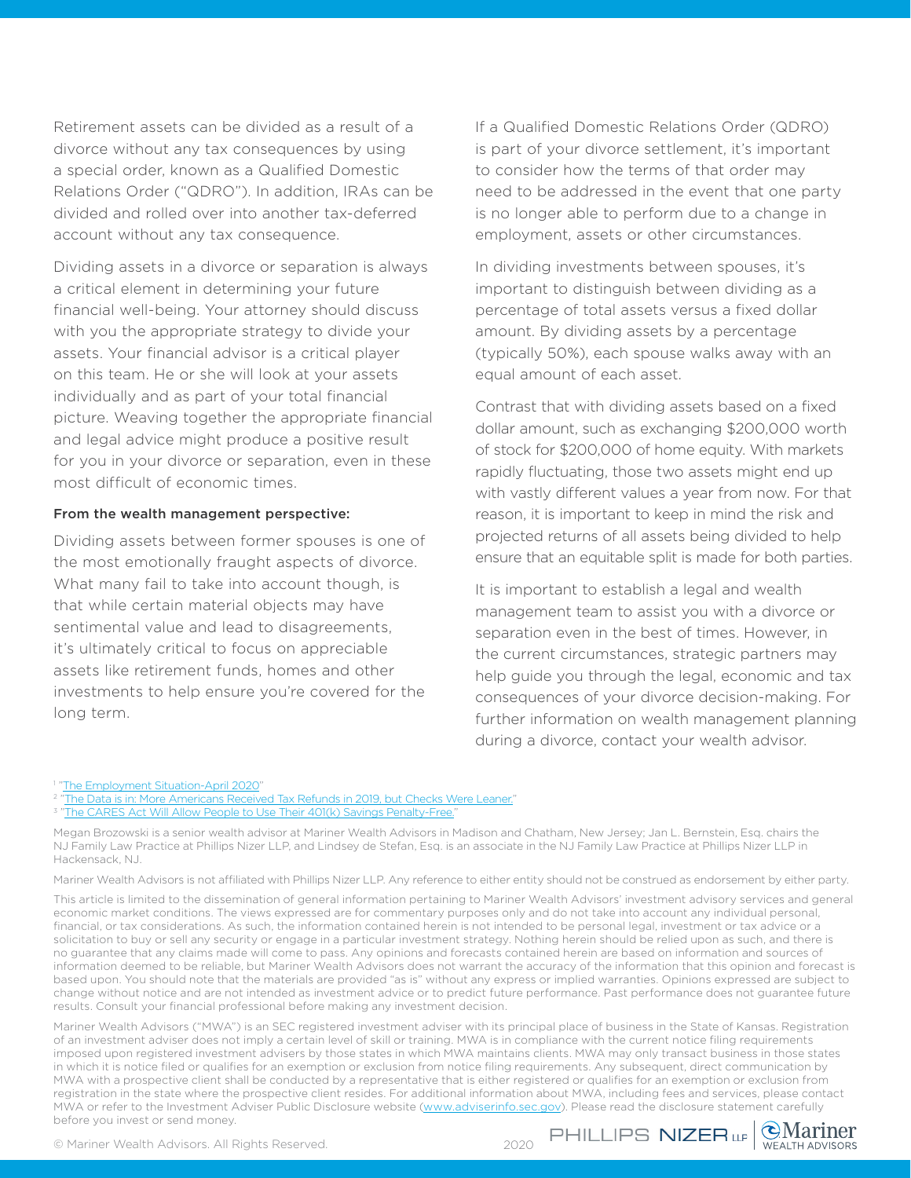Retirement assets can be divided as a result of a divorce without any tax consequences by using a special order, known as a Qualified Domestic Relations Order ("QDRO"). In addition, IRAs can be divided and rolled over into another tax-deferred account without any tax consequence.

Dividing assets in a divorce or separation is always a critical element in determining your future financial well-being. Your attorney should discuss with you the appropriate strategy to divide your assets. Your financial advisor is a critical player on this team. He or she will look at your assets individually and as part of your total financial picture. Weaving together the appropriate financial and legal advice might produce a positive result for you in your divorce or separation, even in these most difficult of economic times.

**From the wealth management perspective:**

Dividing assets between former spouses is one of the most emotionally fraught aspects of divorce. What many fail to take into account though, is that while certain material objects may have sentimental value and lead to disagreements, it's ultimately critical to focus on appreciable assets like retirement funds, homes and other investments to help ensure you're covered for the long term.

If a Qualified Domestic Relations Order (QDRO) is part of your divorce settlement, it's important to consider how the terms of that order may need to be addressed in the event that one party is no longer able to perform due to a change in employment, assets or other circumstances.

In dividing investments between spouses, it's important to distinguish between dividing as a percentage of total assets versus a fixed dollar amount. By dividing assets by a percentage (typically 50%), each spouse walks away with an equal amount of each asset.

Contrast that with dividing assets based on a fixed dollar amount, such as exchanging $200,000 worth of stock for $200,000 of home equity. With markets rapidly fluctuating, those two assets might end up with vastly different values a year from now. For that reason, it is important to keep in mind the risk and projected returns of all assets being divided to help ensure that an equitable split is made for both parties.

It is important to establish a legal and wealth management team to assist you with a divorce or separation even in the best of times. However, in the current circumstances, strategic partners may help guide you through the legal, economic and tax consequences of your divorce decision-making. For further information on wealth management planning during a divorce, contact your wealth advisor.

[1] "The Employment Situation-April 2020"
[2] "The Data is in: More Americans Received Tax Refunds in 2019, but Checks Were Leaner."
[3] "The CARES Act Will Allow People to Use Their 401(k) Savings Penalty-Free."

Megan Brozowski is a senior wealth advisor at Mariner Wealth Advisors in Madison and Chatham, New Jersey; Jan L. Bernstein, Esq. chairs the NJ Family Law Practice at Phillips Nizer LLP, and Lindsey de Stefan, Esq. is an associate in the NJ Family Law Practice at Phillips Nizer LLP in Hackensack, NJ.

Mariner Wealth Advisors is not affiliated with Phillips Nizer LLP. Any reference to either entity should not be construed as endorsement by either party.

This article is limited to the dissemination of general information pertaining to Mariner Wealth Advisors' investment advisory services and general economic market conditions. The views expressed are for commentary purposes only and do not take into account any individual personal, financial, or tax considerations. As such, the information contained herein is not intended to be personal legal, investment or tax advice or a solicitation to buy or sell any security or engage in a particular investment strategy. Nothing herein should be relied upon as such, and there is no guarantee that any claims made will come to pass. Any opinions and forecasts contained herein are based on information and sources of information deemed to be reliable, but Mariner Wealth Advisors does not warrant the accuracy of the information that this opinion and forecast is based upon. You should note that the materials are provided "as is" without any express or implied warranties. Opinions expressed are subject to change without notice and are not intended as investment advice or to predict future performance. Past performance does not guarantee future results. Consult your financial professional before making any investment decision.

Mariner Wealth Advisors ("MWA") is an SEC registered investment adviser with its principal place of business in the State of Kansas. Registration of an investment adviser does not imply a certain level of skill or training. MWA is in compliance with the current notice filing requirements imposed upon registered investment advisers by those states in which MWA maintains clients. MWA may only transact business in those states in which it is notice filed or qualifies for an exemption or exclusion from notice filing requirements. Any subsequent, direct communication by MWA with a prospective client shall be conducted by a representative that is either registered or qualifies for an exemption or exclusion from registration in the state where the prospective client resides. For additional information about MWA, including fees and services, please contact MWA or refer to the Investment Adviser Public Disclosure website (www.adviserinfo.sec.gov). Please read the disclosure statement carefully before you invest or send money.

© Mariner Wealth Advisors. All Rights Reserved. 2020